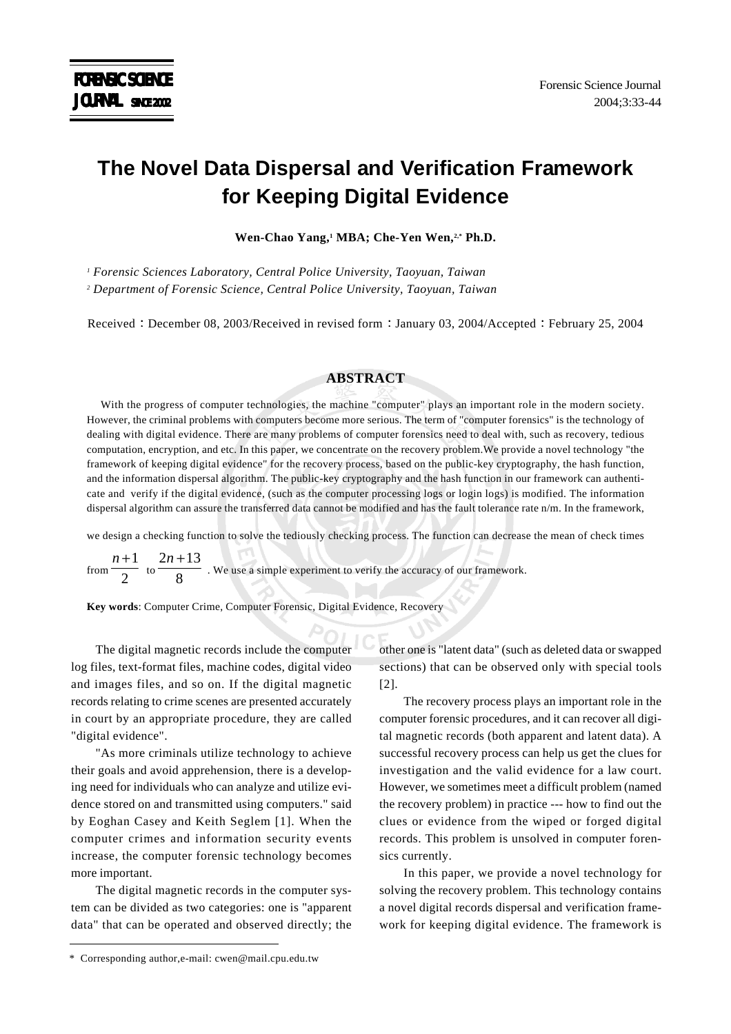# The Novel Data Dispersal and Verification Framework for Keeping Digital Evidence

**Wen-Chao Yang,[1] MBA; Che-Yen Wen,[2,*] Ph.D.**

[1] *Forensic Sciences Laboratory, Central Police University, Taoyuan, Taiwan*
[2] *Department of Forensic Science, Central Police University, Taoyuan, Taiwan*

Received：December 08, 2003/Received in revised form：January 03, 2004/Accepted：February 25, 2004

## ABSTRACT

With the progress of computer technologies, the machine "computer" plays an important role in the modern society. However, the criminal problems with computers become more serious. The term of "computer forensics" is the technology of dealing with digital evidence. There are many problems of computer forensics need to deal with, such as recovery, tedious computation, encryption, and etc. In this paper, we concentrate on the recovery problem.We provide a novel technology "the framework of keeping digital evidence" for the recovery process, based on the public-key cryptography, the hash function, and the information dispersal algorithm. The public-key cryptography and the hash function in our framework can authenticate and verify if the digital evidence, (such as the computer processing logs or login logs) is modified. The information dispersal algorithm can assure the transferred data cannot be modified and has the fault tolerance rate n/m. In the framework, we design a checking function to solve the tediously checking process. The function can decrease the mean of check times from $\frac{n+1}{2}$ to $\frac{2n+13}{8}$ . We use a simple experiment to verify the accuracy of our framework.

**Key words**: Computer Crime, Computer Forensic, Digital Evidence, Recovery

The digital magnetic records include the computer log files, text-format files, machine codes, digital video and images files, and so on. If the digital magnetic records relating to crime scenes are presented accurately in court by an appropriate procedure, they are called "digital evidence".

"As more criminals utilize technology to achieve their goals and avoid apprehension, there is a developing need for individuals who can analyze and utilize evidence stored on and transmitted using computers." said by Eoghan Casey and Keith Seglem [1]. When the computer crimes and information security events increase, the computer forensic technology becomes more important.

The digital magnetic records in the computer system can be divided as two categories: one is "apparent data" that can be operated and observed directly; the other one is "latent data" (such as deleted data or swapped sections) that can be observed only with special tools [2].

The recovery process plays an important role in the computer forensic procedures, and it can recover all digital magnetic records (both apparent and latent data). A successful recovery process can help us get the clues for investigation and the valid evidence for a law court. However, we sometimes meet a difficult problem (named the recovery problem) in practice --- how to find out the clues or evidence from the wiped or forged digital records. This problem is unsolved in computer forensics currently.

In this paper, we provide a novel technology for solving the recovery problem. This technology contains a novel digital records dispersal and verification framework for keeping digital evidence. The framework is

* Corresponding author,e-mail: cwen@mail.cpu.edu.tw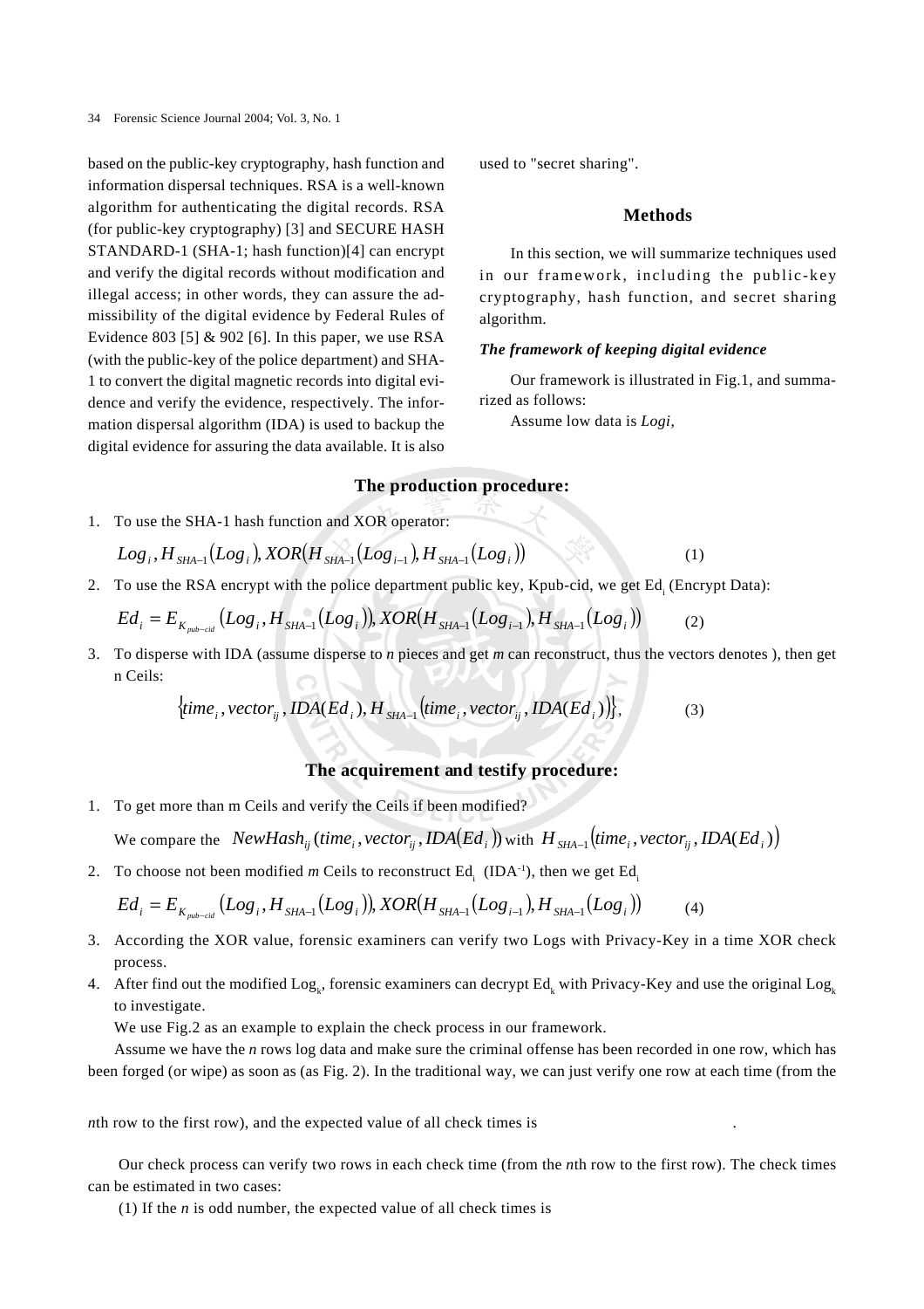based on the public-key cryptography, hash function and information dispersal techniques. RSA is a well-known algorithm for authenticating the digital records. RSA (for public-key cryptography) [3] and SECURE HASH STANDARD-1 (SHA-1; hash function)[4] can encrypt and verify the digital records without modification and illegal access; in other words, they can assure the admissibility of the digital evidence by Federal Rules of Evidence 803 [5] & 902 [6]. In this paper, we use RSA (with the public-key of the police department) and SHA-1 to convert the digital magnetic records into digital evidence and verify the evidence, respectively. The information dispersal algorithm (IDA) is used to backup the digital evidence for assuring the data available. It is also used to "secret sharing".

## Methods

In this section, we will summarize techniques used in our framework, including the public-key cryptography, hash function, and secret sharing algorithm.

### *The framework of keeping digital evidence*

Our framework is illustrated in Fig.1, and summarized as follows:

Assume low data is *Logi*,

### The production procedure:

1. To use the SHA-1 hash function and XOR operator:

$$Log_i, H_{SHA-1}(Log_i), XOR(H_{SHA-1}(Log_{i-1}), H_{SHA-1}(Log_i)) \tag{1}$$

2. To use the RSA encrypt with the police department public key, Kpub-cid, we get $Ed_i$ (Encrypt Data):

$$Ed_i = E_{K_{pub-cid}}(Log_i, H_{SHA-1}(Log_i)), XOR(H_{SHA-1}(Log_{i-1}), H_{SHA-1}(Log_i)) \tag{2}$$

3. To disperse with IDA (assume disperse to *n* pieces and get *m* can reconstruct, thus the vectors denotes ), then get n Ceils:

$$\{time_i, vector_{ij}, IDA(Ed_i), H_{SHA-1}(time_i, vector_{ij}, IDA(Ed_i))\}, \tag{3}$$

### The acquirement and testify procedure:

1. To get more than m Ceils and verify the Ceils if been modified?

   We compare the $NewHash_{ij}(time_i, vector_{ij}, IDA(Ed_i))$ with $H_{SHA-1}(time_i, vector_{ij}, IDA(Ed_i))$

2. To choose not been modified *m* Ceils to reconstruct $Ed_i$ ($IDA^{-1}$), then we get $Ed_i$

$$Ed_i = E_{K_{pub-cid}}(Log_i, H_{SHA-1}(Log_i)), XOR(H_{SHA-1}(Log_{i-1}), H_{SHA-1}(Log_i)) \tag{4}$$

3. According the XOR value, forensic examiners can verify two Logs with Privacy-Key in a time XOR check process.
4. After find out the modified $Log_k$, forensic examiners can decrypt $Ed_k$ with Privacy-Key and use the original $Log_k$ to investigate.

We use Fig.2 as an example to explain the check process in our framework.

Assume we have the *n* rows log data and make sure the criminal offense has been recorded in one row, which has been forged (or wipe) as soon as (as Fig. 2). In the traditional way, we can just verify one row at each time (from the *n*th row to the first row), and the expected value of all check times is .

Our check process can verify two rows in each check time (from the *n*th row to the first row). The check times can be estimated in two cases:

(1) If the *n* is odd number, the expected value of all check times is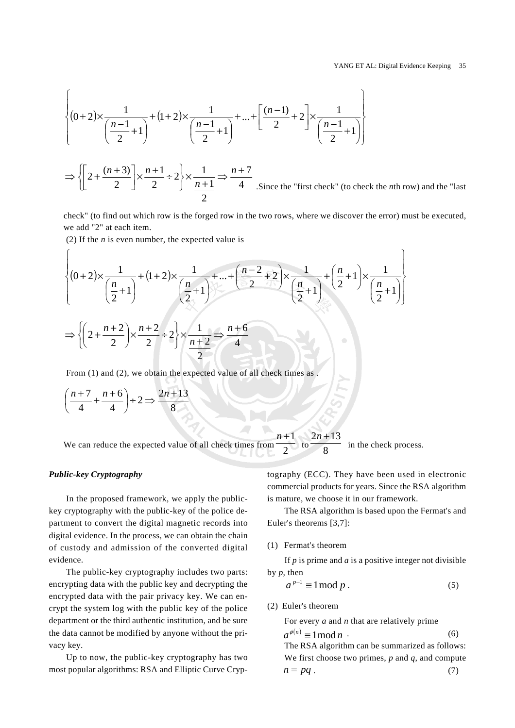$$\left\{(0+2)\times\frac{1}{\left(\frac{n-1}{2}+1\right)}+(1+2)\times\frac{1}{\left(\frac{n-1}{2}+1\right)}+...+\left[\frac{(n-1)}{2}+2\right]\times\frac{1}{\left(\frac{n-1}{2}+1\right)}\right\}$$

$$\Rightarrow\left\{\left[2+\frac{(n+3)}{2}\right]\times\frac{n+1}{2}\div 2\right\}\times\frac{1}{\frac{n+1}{2}}\Rightarrow\frac{n+7}{4}$$

.Since the "first check" (to check the *n*th row) and the "last check" (to find out which row is the forged row in the two rows, where we discover the error) must be executed, we add "2" at each item.

(2) If the *n* is even number, the expected value is

$$\left\{(0+2)\times\frac{1}{\left(\frac{n}{2}+1\right)}+(1+2)\times\frac{1}{\left(\frac{n}{2}+1\right)}+...+\left(\frac{n-2}{2}+2\right)\times\frac{1}{\left(\frac{n}{2}+1\right)}+\left(\frac{n}{2}+1\right)\times\frac{1}{\left(\frac{n}{2}+1\right)}\right\}$$

$$\Rightarrow\left\{\left(2+\frac{n+2}{2}\right)\times\frac{n+2}{2}\div 2\right\}\times\frac{1}{\frac{n+2}{2}}\Rightarrow\frac{n+6}{4}$$

From (1) and (2), we obtain the expected value of all check times as .

$$\left(\frac{n+7}{4}+\frac{n+6}{4}\right)\div 2\Rightarrow\frac{2n+13}{8}$$

We can reduce the expected value of all check times from $\frac{n+1}{2}$ to $\frac{2n+13}{8}$ in the check process.

***Public-key Cryptography***

In the proposed framework, we apply the public-key cryptography with the public-key of the police department to convert the digital magnetic records into digital evidence. In the process, we can obtain the chain of custody and admission of the converted digital evidence.

The public-key cryptography includes two parts: encrypting data with the public key and decrypting the encrypted data with the pair privacy key. We can encrypt the system log with the public key of the police department or the third authentic institution, and be sure the data cannot be modified by anyone without the privacy key.

Up to now, the public-key cryptography has two most popular algorithms: RSA and Elliptic Curve Cryptography (ECC). They have been used in electronic commercial products for years. Since the RSA algorithm is mature, we choose it in our framework.

The RSA algorithm is based upon the Fermat's and Euler's theorems [3,7]:

(1) Fermat's theorem

If *p* is prime and *a* is a positive integer not divisible by *p*, then

$$a^{p-1}\equiv 1 \bmod p\,. \tag{5}$$

(2) Euler's theorem

For every *a* and *n* that are relatively prime

$$a^{\phi(n)}\equiv 1 \bmod n\,. \tag{6}$$

The RSA algorithm can be summarized as follows: We first choose two primes, *p* and *q*, and compute

$$n=pq\,. \tag{7}$$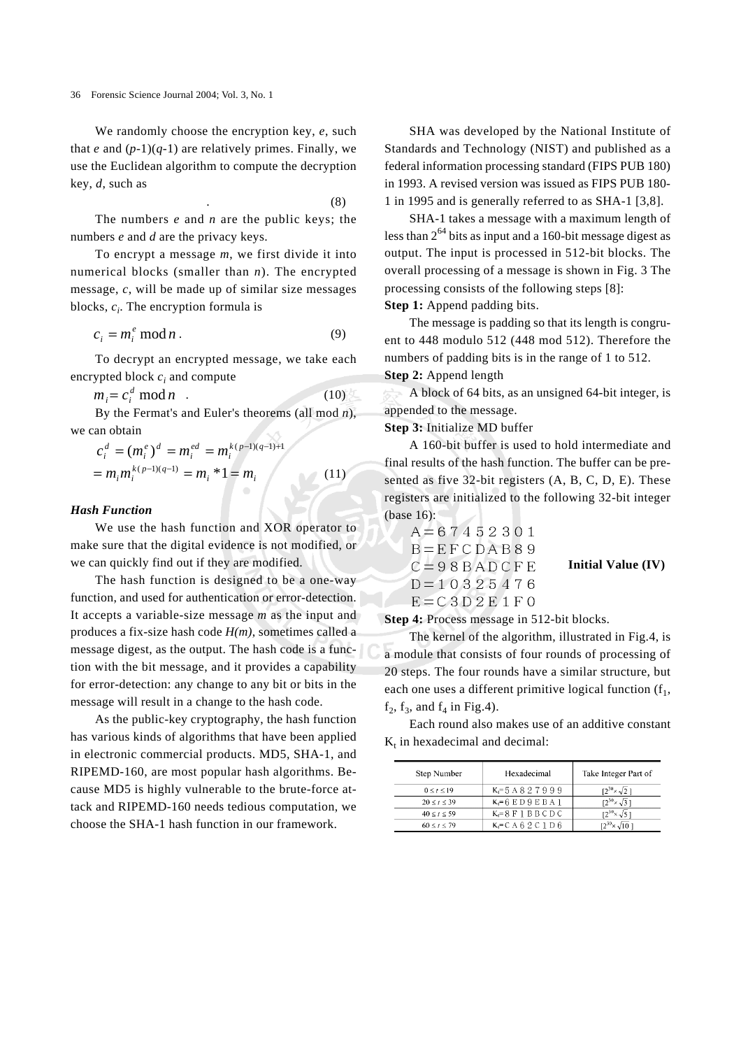We randomly choose the encryption key, $e$, such that $e$ and $(p\text{-}1)(q\text{-}1)$ are relatively primes. Finally, we use the Euclidean algorithm to compute the decryption key, $d$, such as

. (8)

The numbers $e$ and $n$ are the public keys; the numbers $e$ and $d$ are the privacy keys.

To encrypt a message $m$, we first divide it into numerical blocks (smaller than $n$). The encrypted message, $c$, will be made up of similar size messages blocks, $c_i$. The encryption formula is

$$c_i = m_i^e \bmod n\,. \tag{9}$$

To decrypt an encrypted message, we take each encrypted block $c_i$ and compute

$$m_i = c_i^d \bmod n\,. \tag{10}$$

By the Fermat's and Euler's theorems (all mod $n$), we can obtain

$$\begin{aligned} c_i^d &= (m_i^e)^d = m_i^{ed} = m_i^{k(p-1)(q-1)+1} \\ &= m_i m_i^{k(p-1)(q-1)} = m_i * 1 = m_i \end{aligned} \tag{11}$$

***Hash Function***

We use the hash function and XOR operator to make sure that the digital evidence is not modified, or we can quickly find out if they are modified.

The hash function is designed to be a one-way function, and used for authentication or error-detection. It accepts a variable-size message $m$ as the input and produces a fix-size hash code $H(m)$, sometimes called a message digest, as the output. The hash code is a function with the bit message, and it provides a capability for error-detection: any change to any bit or bits in the message will result in a change to the hash code.

As the public-key cryptography, the hash function has various kinds of algorithms that have been applied in electronic commercial products. MD5, SHA-1, and RIPEMD-160, are most popular hash algorithms. Because MD5 is highly vulnerable to the brute-force attack and RIPEMD-160 needs tedious computation, we choose the SHA-1 hash function in our framework.

SHA was developed by the National Institute of Standards and Technology (NIST) and published as a federal information processing standard (FIPS PUB 180) in 1993. A revised version was issued as FIPS PUB 180-1 in 1995 and is generally referred to as SHA-1 [3,8].

SHA-1 takes a message with a maximum length of less than $2^{64}$ bits as input and a 160-bit message digest as output. The input is processed in 512-bit blocks. The overall processing of a message is shown in Fig. 3 The processing consists of the following steps [8]:

**Step 1:** Append padding bits.

The message is padding so that its length is congruent to 448 modulo 512 (448 mod 512). Therefore the numbers of padding bits is in the range of 1 to 512.

**Step 2:** Append length

A block of 64 bits, as an unsigned 64-bit integer, is appended to the message.

**Step 3:** Initialize MD buffer

A 160-bit buffer is used to hold intermediate and final results of the hash function. The buffer can be presented as five 32-bit registers (A, B, C, D, E). These registers are initialized to the following 32-bit integer (base 16):

Ａ＝６７４５２３０１
Ｂ＝ＥＦＣＤＡＢ８９
Ｃ＝９８ＢＡＤＣＦＥ **Initial Value (IV)**
Ｄ＝１０３２５４７６
Ｅ＝Ｃ３Ｄ２Ｅ１Ｆ０

**Step 4:** Process message in 512-bit blocks.

The kernel of the algorithm, illustrated in Fig.4, is a module that consists of four rounds of processing of 20 steps. The four rounds have a similar structure, but each one uses a different primitive logical function ($f_1$, $f_2$, $f_3$, and $f_4$ in Fig.4).

Each round also makes use of an additive constant $K_t$ in hexadecimal and decimal:

| Step Number | Hexadecimal | Take Integer Part of |
|---|---|---|
| $0 \le t \le 19$ | $K_t$=５Ａ８２７９９９ | $[2^{30} \times \sqrt{2}\,]$ |
| $20 \le t \le 39$ | $K_t$=６ＥＤ９ＥＢＡ１ | $[2^{30} \times \sqrt{3}\,]$ |
| $40 \le t \le 59$ | $K_t$=８Ｆ１ＢＢＣＤＣ | $[2^{30} \times \sqrt{5}\,]$ |
| $60 \le t \le 79$ | $K_t$=ＣＡ６２Ｃ１Ｄ６ | $[2^{30} \times \sqrt{10}\,]$ |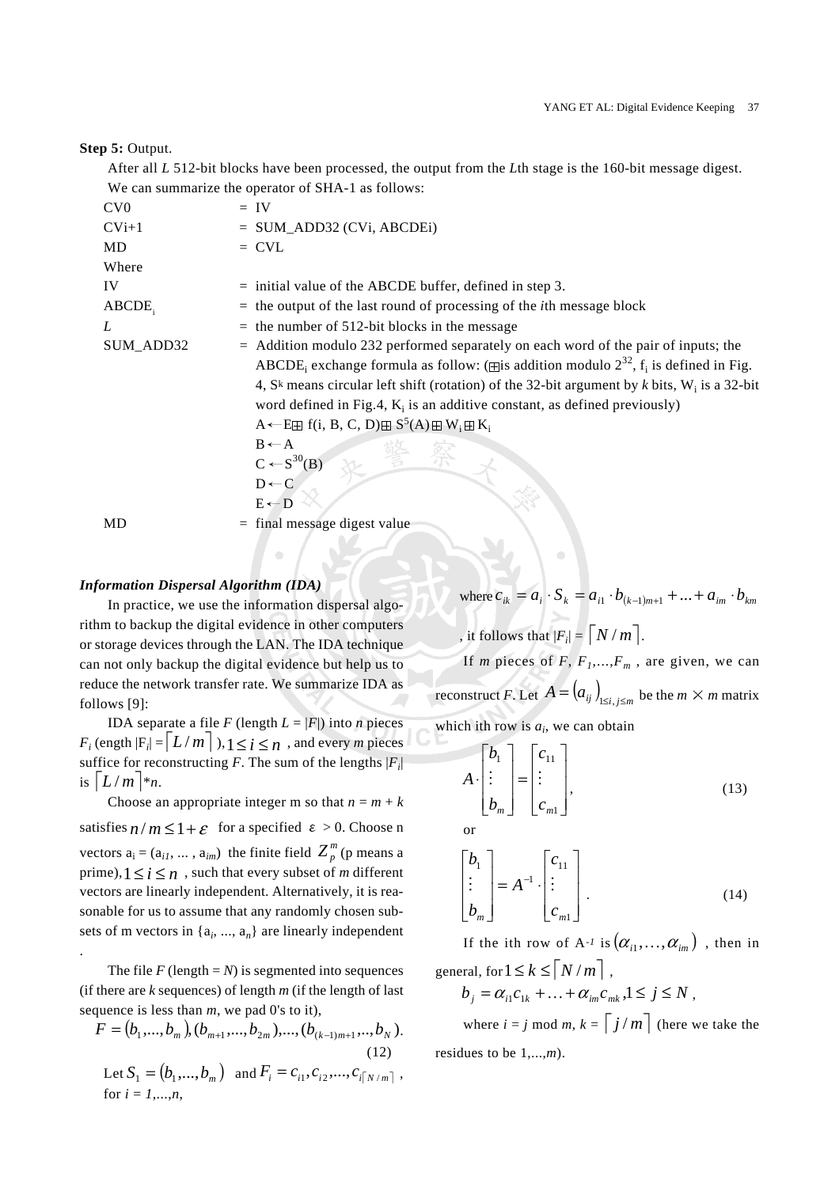**Step 5:** Output.

After all $L$ 512-bit blocks have been processed, the output from the $L$th stage is the 160-bit message digest. We can summarize the operator of SHA-1 as follows:

| | |
|---|---|
| CV0 | = IV |
| CVi+1 | = SUM_ADD32 (CVi, ABCDEi) |
| MD | = CVL |
| Where | |
| IV | = initial value of the ABCDE buffer, defined in step 3. |
| $ABCDE_i$ | = the output of the last round of processing of the *i*th message block |
| $L$ | = the number of 512-bit blocks in the message |
| SUM_ADD32 | = Addition modulo 232 performed separately on each word of the pair of inputs; the $ABCDE_i$ exchange formula as follow: ($\boxplus$ is addition modulo $2^{32}$, $f_i$ is defined in Fig. 4, $S^k$ means circular left shift (rotation) of the 32-bit argument by $k$ bits, $W_i$ is a 32-bit word defined in Fig.4, $K_i$ is an additive constant, as defined previously) $A \leftarrow E \boxplus f(i, B, C, D) \boxplus S^5(A) \boxplus W_i \boxplus K_i$ ; $B \leftarrow A$ ; $C \leftarrow S^{30}(B)$ ; $D \leftarrow C$ ; $E \leftarrow D$ |
| MD | = final message digest value |

### *Information Dispersal Algorithm (IDA)*

In practice, we use the information dispersal algorithm to backup the digital evidence in other computers or storage devices through the LAN. The IDA technique can not only backup the digital evidence but help us to reduce the network transfer rate. We summarize IDA as follows [9]:

IDA separate a file $F$ (length $L = |F|$) into $n$ pieces $F_i$ (ength $|F_i| = \lceil L/m \rceil$), $1 \le i \le n$ , and every $m$ pieces suffice for reconstructing $F$. The sum of the lengths $|F_i|$ is $\lceil L/m \rceil * n$.

Choose an appropriate integer m so that $n = m + k$ satisfies $n/m \le 1+\varepsilon$ for a specified $\varepsilon > 0$. Choose n vectors $a_i = (a_{i1}, \ldots, a_{im})$ the finite field $Z_p^m$ (p means a prime), $1 \le i \le n$ , such that every subset of $m$ different vectors are linearly independent. Alternatively, it is reasonable for us to assume that any randomly chosen subsets of m vectors in $\{a_i, \ldots, a_n\}$ are linearly independent .

The file $F$ (length = $N$) is segmented into sequences (if there are $k$ sequences) of length $m$ (if the length of last sequence is less than $m$, we pad 0's to it),

$$F = (b_1,\ldots,b_m),(b_{m+1},\ldots,b_{2m}),\ldots,(b_{(k-1)m+1},\ldots,b_N). \quad (12)$$

Let $S_1 = (b_1,\ldots,b_m)$ and $F_i = c_{i1}, c_{i2},\ldots,c_{i\lceil N/m \rceil}$ , for $i = 1,\ldots,n$,

where $c_{ik} = a_i \cdot S_k = a_{i1} \cdot b_{(k-1)m+1} + \ldots + a_{im} \cdot b_{km}$

, it follows that $|F_i| = \lceil N/m \rceil$.

If $m$ pieces of $F$, $F_1,\ldots,F_m$ , are given, we can reconstruct $F$. Let $A = (a_{ij})_{1 \le i,j \le m}$ be the $m \times m$ matrix which ith row is $a_i$, we can obtain

$$A \cdot \begin{bmatrix} b_1 \\ \vdots \\ b_m \end{bmatrix} = \begin{bmatrix} c_{11} \\ \vdots \\ c_{m1} \end{bmatrix}, \quad (13)$$

or

$$\begin{bmatrix} b_1 \\ \vdots \\ b_m \end{bmatrix} = A^{-1} \cdot \begin{bmatrix} c_{11} \\ \vdots \\ c_{m1} \end{bmatrix}. \quad (14)$$

If the ith row of $A^{-1}$ is $(\alpha_{i1},\ldots,\alpha_{im})$ , then in general, for $1 \le k \le \lceil N/m \rceil$ ,

$$b_j = \alpha_{i1}c_{1k} + \ldots + \alpha_{im}c_{mk}, 1 \le j \le N,$$

where $i = j \bmod m$, $k = \lceil j/m \rceil$ (here we take the residues to be $1,\ldots,m$).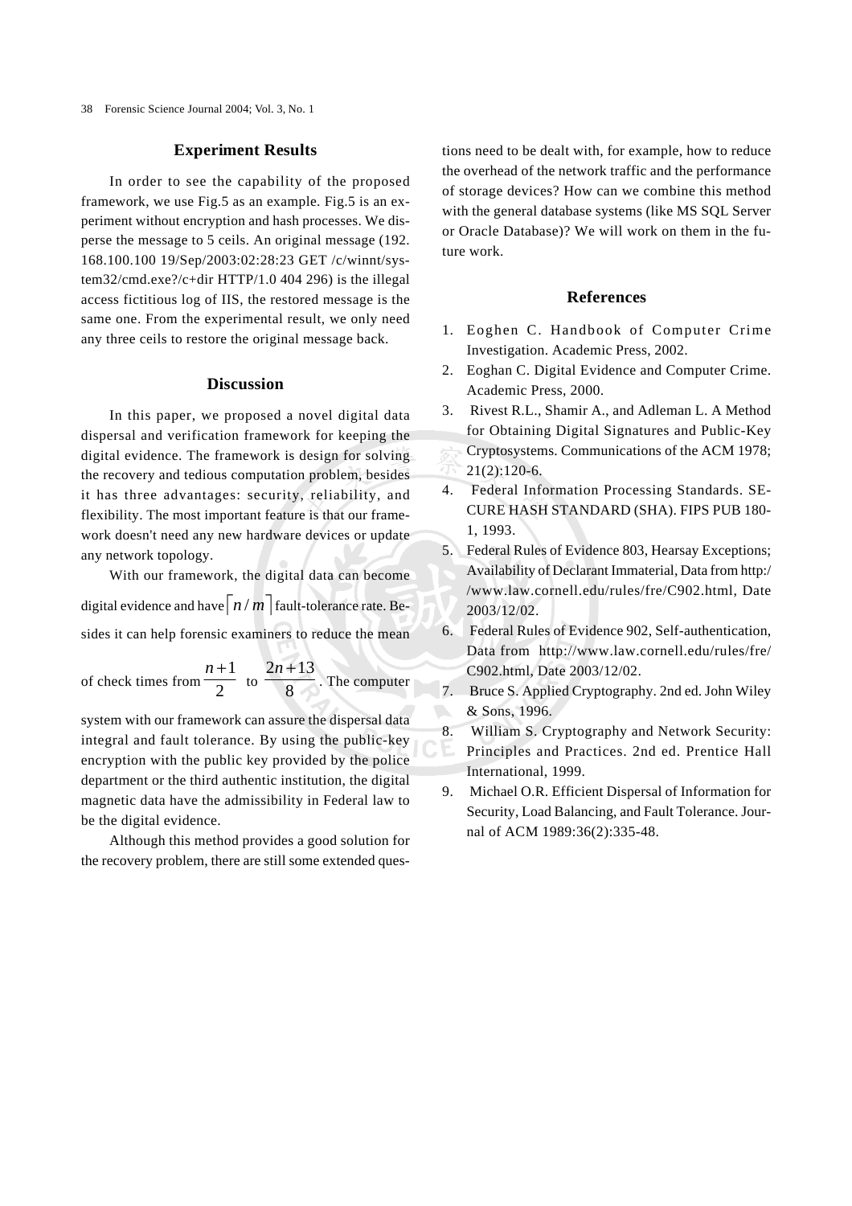## Experiment Results

In order to see the capability of the proposed framework, we use Fig.5 as an example. Fig.5 is an experiment without encryption and hash processes. We disperse the message to 5 ceils. An original message (192. 168.100.100 19/Sep/2003:02:28:23 GET /c/winnt/system32/cmd.exe?/c+dir HTTP/1.0 404 296) is the illegal access fictitious log of IIS, the restored message is the same one. From the experimental result, we only need any three ceils to restore the original message back.

## Discussion

In this paper, we proposed a novel digital data dispersal and verification framework for keeping the digital evidence. The framework is design for solving the recovery and tedious computation problem, besides it has three advantages: security, reliability, and flexibility. The most important feature is that our framework doesn't need any new hardware devices or update any network topology.

With our framework, the digital data can become digital evidence and have $\lceil n/m \rceil$ fault-tolerance rate. Besides it can help forensic examiners to reduce the mean of check times from $\frac{n+1}{2}$ to $\frac{2n+13}{8}$. The computer system with our framework can assure the dispersal data integral and fault tolerance. By using the public-key encryption with the public key provided by the police department or the third authentic institution, the digital magnetic data have the admissibility in Federal law to be the digital evidence.

Although this method provides a good solution for the recovery problem, there are still some extended questions need to be dealt with, for example, how to reduce the overhead of the network traffic and the performance of storage devices? How can we combine this method with the general database systems (like MS SQL Server or Oracle Database)? We will work on them in the future work.

## References

1. Eoghen C. Handbook of Computer Crime Investigation. Academic Press, 2002.
2. Eoghan C. Digital Evidence and Computer Crime. Academic Press, 2000.
3. Rivest R.L., Shamir A., and Adleman L. A Method for Obtaining Digital Signatures and Public-Key Cryptosystems. Communications of the ACM 1978; 21(2):120-6.
4. Federal Information Processing Standards. SECURE HASH STANDARD (SHA). FIPS PUB 180-1, 1993.
5. Federal Rules of Evidence 803, Hearsay Exceptions; Availability of Declarant Immaterial, Data from http://www.law.cornell.edu/rules/fre/C902.html, Date 2003/12/02.
6. Federal Rules of Evidence 902, Self-authentication, Data from http://www.law.cornell.edu/rules/fre/C902.html, Date 2003/12/02.
7. Bruce S. Applied Cryptography. 2nd ed. John Wiley & Sons, 1996.
8. William S. Cryptography and Network Security: Principles and Practices. 2nd ed. Prentice Hall International, 1999.
9. Michael O.R. Efficient Dispersal of Information for Security, Load Balancing, and Fault Tolerance. Journal of ACM 1989:36(2):335-48.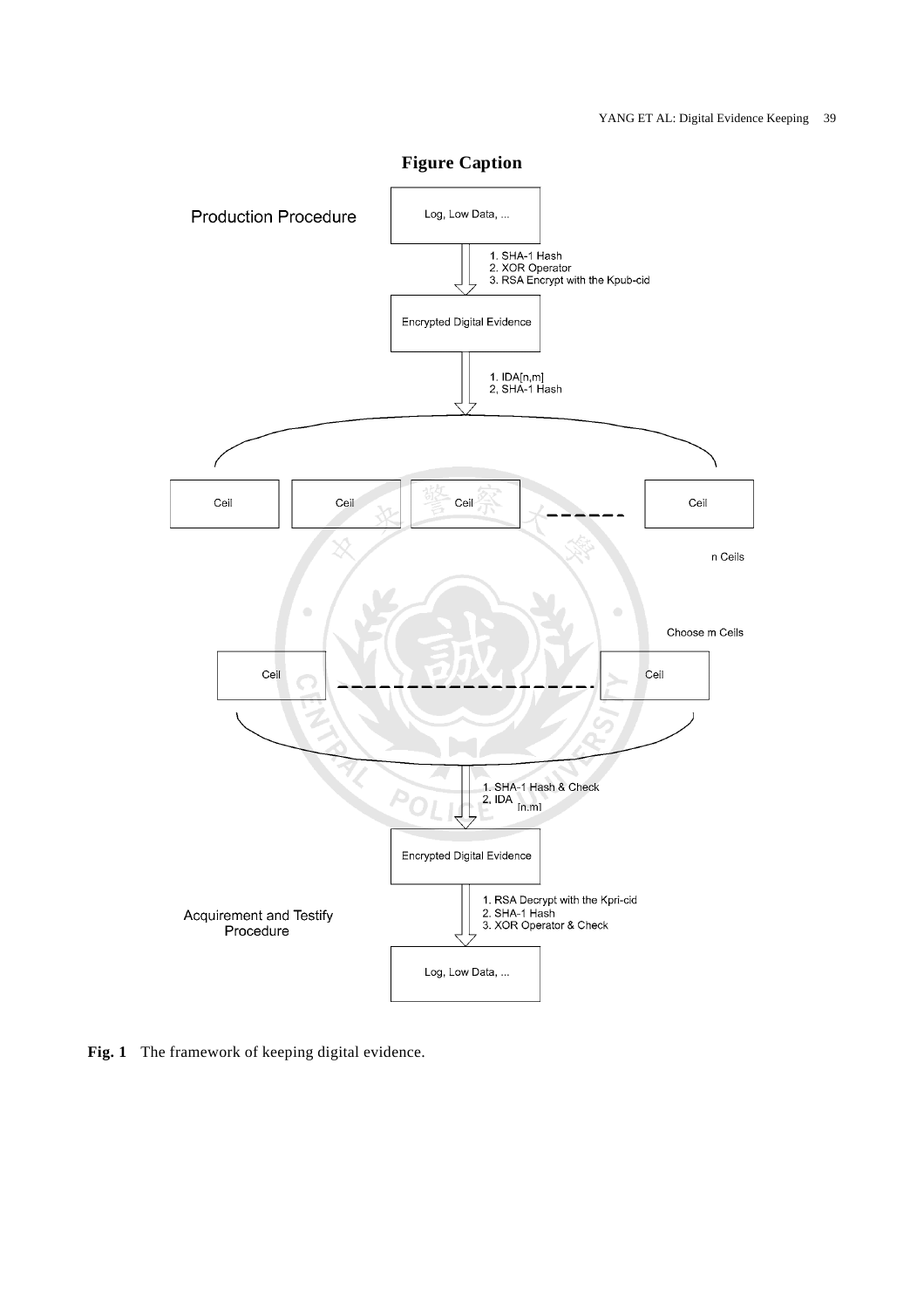## Figure Caption

Production Procedure

Log, Low Data, ...

1. SHA-1 Hash
2. XOR Operator
3. RSA Encrypt with the Kpub-cid

Encrypted Digital Evidence

1. IDA[n,m]
2, SHA-1 Hash

Ceil | Ceil | Ceil | ------ | Ceil

n Ceils

Choose m Ceils

Ceil ------------------ Ceil

1. SHA-1 Hash & Check
2, IDA [n,m]

Encrypted Digital Evidence

1. RSA Decrypt with the Kpri-cid
2. SHA-1 Hash
3. XOR Operator & Check

Acquirement and Testify Procedure

Log, Low Data, ...

**Fig. 1** The framework of keeping digital evidence.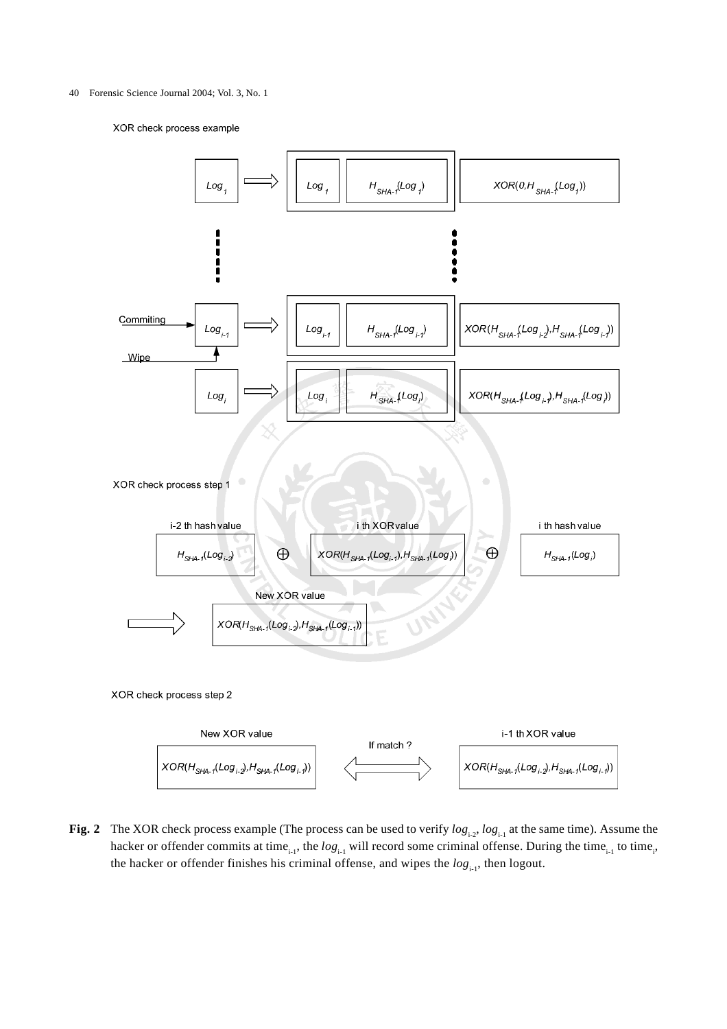XOR check process example

| | | | |
|---|---|---|---|
| $Log_1$ | $Log_1$ | $H_{SHA-1}(Log_1)$ | $XOR(0, H_{SHA-1}(Log_1))$ |
| $Log_{i-1}$ | $Log_{i-1}$ | $H_{SHA-1}(Log_{i-1})$ | $XOR(H_{SHA-1}(Log_{i-2}), H_{SHA-1}(Log_{i-1}))$ |
| $Log_i$ | $Log_i$ | $H_{SHA-1}(Log_i)$ | $XOR(H_{SHA-1}(Log_{i-1}), H_{SHA-1}(Log_i))$ |

Commiting → $Log_{i-1}$; Wipe → $Log_{i-1}$

XOR check process step 1

i-2 th hash value: $H_{SHA-1}(Log_{i-2})$ ⊕ i th XOR value: $XOR(H_{SHA-1}(Log_{i-1}), H_{SHA-1}(Log_i))$ ⊕ i th hash value: $H_{SHA-1}(Log_i)$

⇒ New XOR value: $XOR(H_{SHA-1}(Log_{i-2}), H_{SHA-1}(Log_{i-1}))$

XOR check process step 2

New XOR value: $XOR(H_{SHA-1}(Log_{i-2}), H_{SHA-1}(Log_{i-1}))$ ⇔ If match ? ⇔ i-1 th XOR value: $XOR(H_{SHA-1}(Log_{i-2}), H_{SHA-1}(Log_{i-1}))$

**Fig. 2** The XOR check process example (The process can be used to verify $log_{i-2}$, $log_{i-1}$ at the same time). Assume the hacker or offender commits at $time_{i-1}$, the $log_{i-1}$ will record some criminal offense. During the $time_{i-1}$ to $time_i$, the hacker or offender finishes his criminal offense, and wipes the $log_{i-1}$, then logout.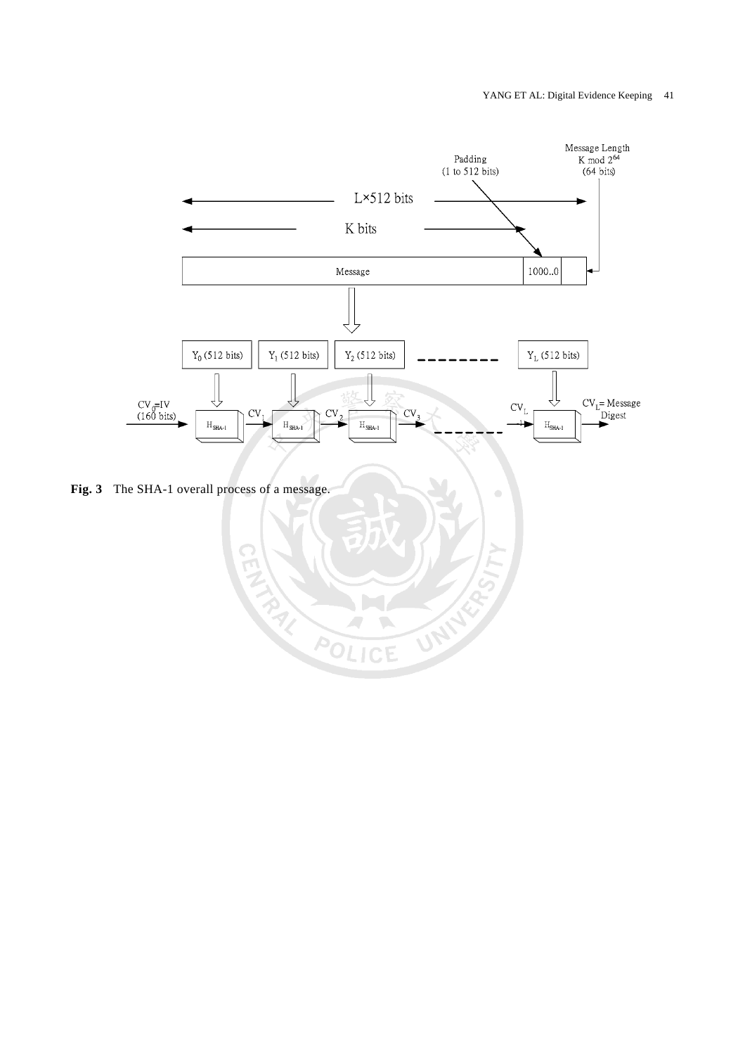Fig. 3 The SHA-1 overall process of a message.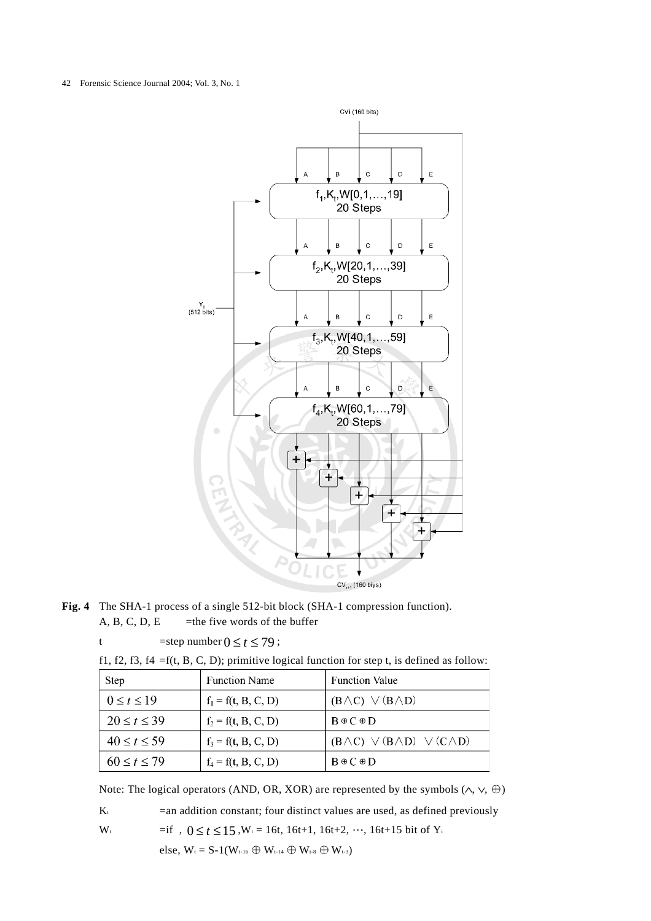**Fig. 4** The SHA-1 process of a single 512-bit block (SHA-1 compression function).

A, B, C, D, E =the five words of the buffer

t =step number $0 \le t \le 79$;

f1, f2, f3, f4 =f(t, B, C, D); primitive logical function for step t, is defined as follow:

| Step | Function Name | Function Value |
|---|---|---|
| $0 \le t \le 19$ | $f_1$ = f(t, B, C, D) | $(B \wedge C) \vee (B \wedge D)$ |
| $20 \le t \le 39$ | $f_2$ = f(t, B, C, D) | $B \oplus C \oplus D$ |
| $40 \le t \le 59$ | $f_3$ = f(t, B, C, D) | $(B \wedge C) \vee (B \wedge D) \vee (C \wedge D)$ |
| $60 \le t \le 79$ | $f_4$ = f(t, B, C, D) | $B \oplus C \oplus D$ |

Note: The logical operators (AND, OR, XOR) are represented by the symbols ($\wedge$, $\vee$, $\oplus$)

$K_t$ =an addition constant; four distinct values are used, as defined previously

$W_t$ =if , $0 \le t \le 15$, $W_t$ = 16t, 16t+1, 16t+2, …, 16t+15 bit of $Y_i$

else, $W_t = S\text{-}1(W_{t-16} \oplus W_{t-14} \oplus W_{t-8} \oplus W_{t-3})$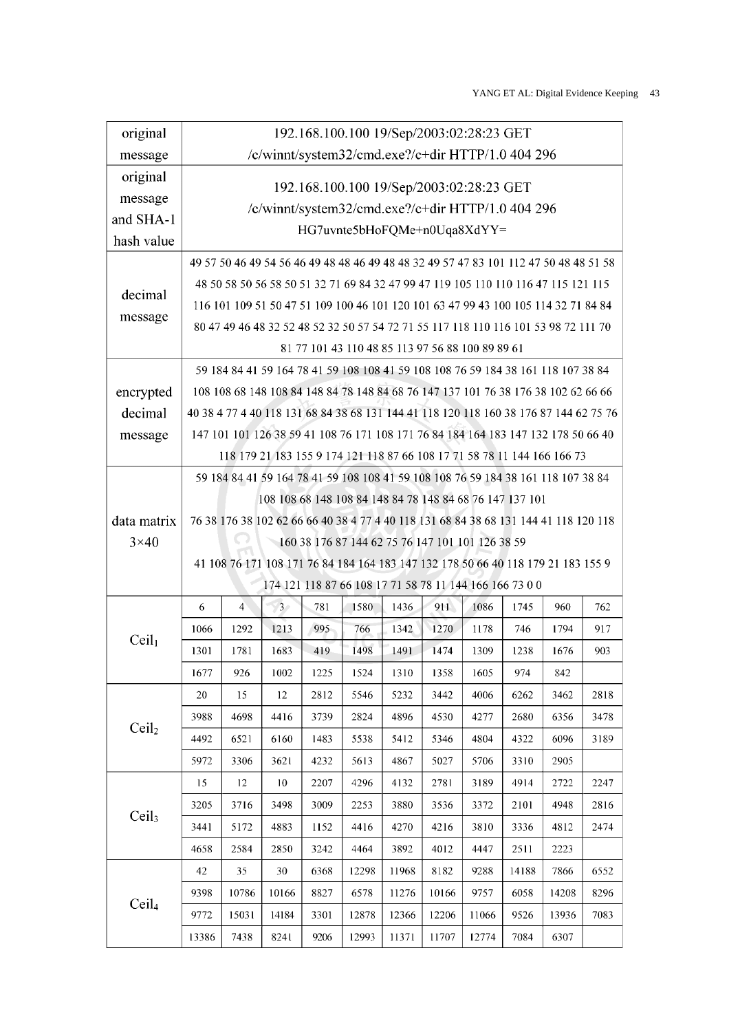| | | | | | | | | | | | |
|---|---|---|---|---|---|---|---|---|---|---|---|
| original message | 192.168.100.100 19/Sep/2003:02:28:23 GET /c/winnt/system32/cmd.exe?/c+dir HTTP/1.0 404 296 | | | | | | | | | | |
| original message and SHA-1 hash value | 192.168.100.100 19/Sep/2003:02:28:23 GET /c/winnt/system32/cmd.exe?/c+dir HTTP/1.0 404 296 HG7uvnte5bHoFQMe+n0Uqa8XdYY= | | | | | | | | | | |
| decimal message | 49 57 50 46 49 54 56 46 49 48 48 46 49 48 48 32 49 57 47 83 101 112 47 50 48 48 51 58 48 50 58 50 56 58 50 51 32 71 69 84 32 47 99 47 119 105 110 110 116 47 115 121 115 116 101 109 51 50 47 51 109 100 46 101 120 101 63 47 99 43 100 105 114 32 71 84 84 80 47 49 46 48 32 52 48 52 32 50 57 54 72 71 55 117 118 110 116 101 53 98 72 111 70 81 77 101 43 110 48 85 113 97 56 88 100 89 89 61 | | | | | | | | | | |
| encrypted decimal message | 59 184 84 41 59 164 78 41 59 108 108 41 59 108 108 76 59 184 38 161 118 107 38 84 108 108 68 148 108 84 148 84 78 148 84 68 76 147 137 101 76 38 176 38 102 62 66 66 40 38 4 77 4 40 118 131 68 84 38 68 131 144 41 118 120 118 160 38 176 87 144 62 75 76 147 101 101 126 38 59 41 108 76 171 108 171 76 84 184 164 183 147 132 178 50 66 40 118 179 21 183 155 9 174 121 118 87 66 108 17 71 58 78 11 144 166 166 73 | | | | | | | | | | |
| data matrix 3×40 | 59 184 84 41 59 164 78 41 59 108 108 41 59 108 108 76 59 184 38 161 118 107 38 84 108 108 68 148 108 84 148 84 78 148 84 68 76 147 137 101<br>76 38 176 38 102 62 66 66 40 38 4 77 4 40 118 131 68 84 38 68 131 144 41 118 120 118 160 38 176 87 144 62 75 76 147 101 101 126 38 59<br>41 108 76 171 108 171 76 84 184 164 183 147 132 178 50 66 40 118 179 21 183 155 9 174 121 118 87 66 108 17 71 58 78 11 144 166 166 73 0 0 | | | | | | | | | | |
| $Ceil_1$ | 6 | 4 | 3 | 781 | 1580 | 1436 | 911 | 1086 | 1745 | 960 | 762 |
| | 1066 | 1292 | 1213 | 995 | 766 | 1342 | 1270 | 1178 | 746 | 1794 | 917 |
| | 1301 | 1781 | 1683 | 419 | 1498 | 1491 | 1474 | 1309 | 1238 | 1676 | 903 |
| | 1677 | 926 | 1002 | 1225 | 1524 | 1310 | 1358 | 1605 | 974 | 842 | |
| $Ceil_2$ | 20 | 15 | 12 | 2812 | 5546 | 5232 | 3442 | 4006 | 6262 | 3462 | 2818 |
| | 3988 | 4698 | 4416 | 3739 | 2824 | 4896 | 4530 | 4277 | 2680 | 6356 | 3478 |
| | 4492 | 6521 | 6160 | 1483 | 5538 | 5412 | 5346 | 4804 | 4322 | 6096 | 3189 |
| | 5972 | 3306 | 3621 | 4232 | 5613 | 4867 | 5027 | 5706 | 3310 | 2905 | |
| $Ceil_3$ | 15 | 12 | 10 | 2207 | 4296 | 4132 | 2781 | 3189 | 4914 | 2722 | 2247 |
| | 3205 | 3716 | 3498 | 3009 | 2253 | 3880 | 3536 | 3372 | 2101 | 4948 | 2816 |
| | 3441 | 5172 | 4883 | 1152 | 4416 | 4270 | 4216 | 3810 | 3336 | 4812 | 2474 |
| | 4658 | 2584 | 2850 | 3242 | 4464 | 3892 | 4012 | 4447 | 2511 | 2223 | |
| $Ceil_4$ | 42 | 35 | 30 | 6368 | 12298 | 11968 | 8182 | 9288 | 14188 | 7866 | 6552 |
| | 9398 | 10786 | 10166 | 8827 | 6578 | 11276 | 10166 | 9757 | 6058 | 14208 | 8296 |
| | 9772 | 15031 | 14184 | 3301 | 12878 | 12366 | 12206 | 11066 | 9526 | 13936 | 7083 |
| | 13386 | 7438 | 8241 | 9206 | 12993 | 11371 | 11707 | 12774 | 7084 | 6307 | |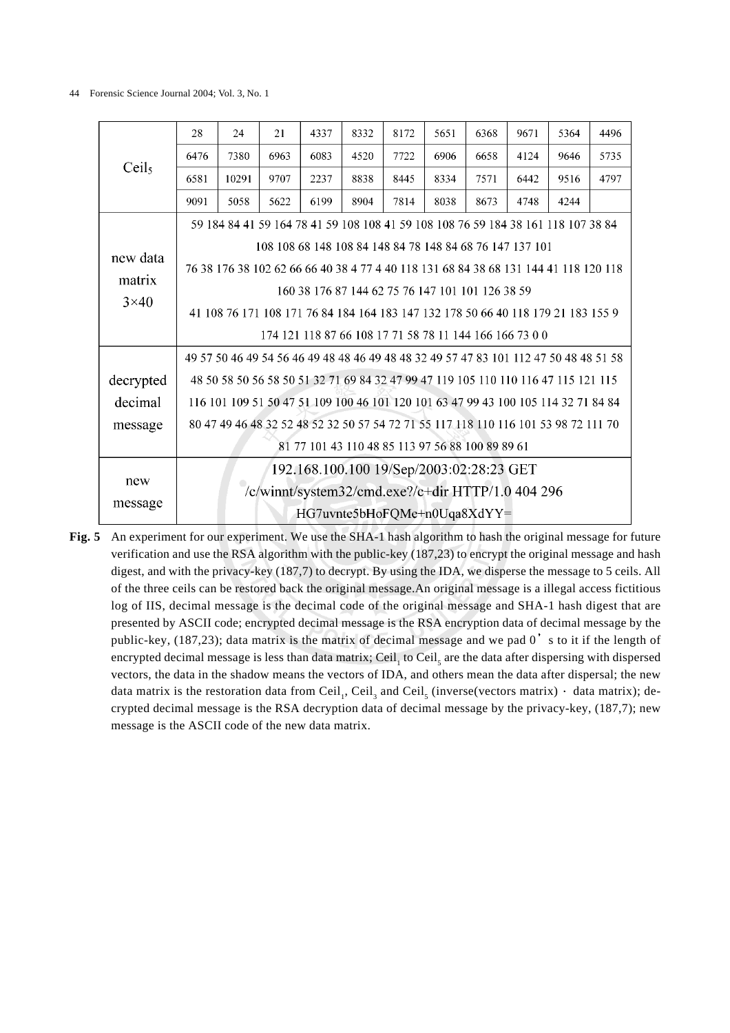| | | | | | | | | | | | |
|---|---|---|---|---|---|---|---|---|---|---|---|
| $Ceil_5$ | 28 | 24 | 21 | 4337 | 8332 | 8172 | 5651 | 6368 | 9671 | 5364 | 4496 |
| | 6476 | 7380 | 6963 | 6083 | 4520 | 7722 | 6906 | 6658 | 4124 | 9646 | 5735 |
| | 6581 | 10291 | 9707 | 2237 | 8838 | 8445 | 8334 | 7571 | 6442 | 9516 | 4797 |
| | 9091 | 5058 | 5622 | 6199 | 8904 | 7814 | 8038 | 8673 | 4748 | 4244 | |
| new data matrix 3×40 | 59 184 84 41 59 164 78 41 59 108 108 41 59 108 108 76 59 184 38 161 118 107 38 84 108 108 68 148 108 84 148 84 78 148 84 68 76 147 137 101 76 38 176 38 102 62 66 66 40 38 4 77 4 40 118 131 68 84 38 68 131 144 41 118 120 118 160 38 176 87 144 62 75 76 147 101 101 126 38 59 41 108 76 171 108 171 76 84 184 164 183 147 132 178 50 66 40 118 179 21 183 155 9 174 121 118 87 66 108 17 71 58 78 11 144 166 166 73 0 0 | | | | | | | | | | |
| decrypted decimal message | 49 57 50 46 49 54 56 46 49 48 48 46 49 48 48 32 49 57 47 83 101 112 47 50 48 48 51 58 48 50 58 50 56 58 50 51 32 71 69 84 32 47 99 47 119 105 110 110 116 47 115 121 115 116 101 109 51 50 47 51 109 100 46 101 120 101 63 47 99 43 100 105 114 32 71 84 84 80 47 49 46 48 32 52 48 52 32 50 57 54 72 71 55 117 118 110 116 101 53 98 72 111 70 81 77 101 43 110 48 85 113 97 56 88 100 89 89 61 | | | | | | | | | | |
| new message | 192.168.100.100 19/Sep/2003:02:28:23 GET /c/winnt/system32/cmd.exe?/c+dir HTTP/1.0 404 296 HG7uvnte5bHoFQMe+n0Uqa8XdYY= | | | | | | | | | | |

**Fig. 5** An experiment for our experiment. We use the SHA-1 hash algorithm to hash the original message for future verification and use the RSA algorithm with the public-key (187,23) to encrypt the original message and hash digest, and with the privacy-key (187,7) to decrypt. By using the IDA, we disperse the message to 5 ceils. All of the three ceils can be restored back the original message.An original message is a illegal access fictitious log of IIS, decimal message is the decimal code of the original message and SHA-1 hash digest that are presented by ASCII code; encrypted decimal message is the RSA encryption data of decimal message by the public-key, (187,23); data matrix is the matrix of decimal message and we pad 0's to it if the length of encrypted decimal message is less than data matrix; $Ceil_1$ to $Ceil_5$ are the data after dispersing with dispersed vectors, the data in the shadow means the vectors of IDA, and others mean the data after dispersal; the new data matrix is the restoration data from $Ceil_1$, $Ceil_3$ and $Ceil_5$ (inverse(vectors matrix) · data matrix); decrypted decimal message is the RSA decryption data of decimal message by the privacy-key, (187,7); new message is the ASCII code of the new data matrix.